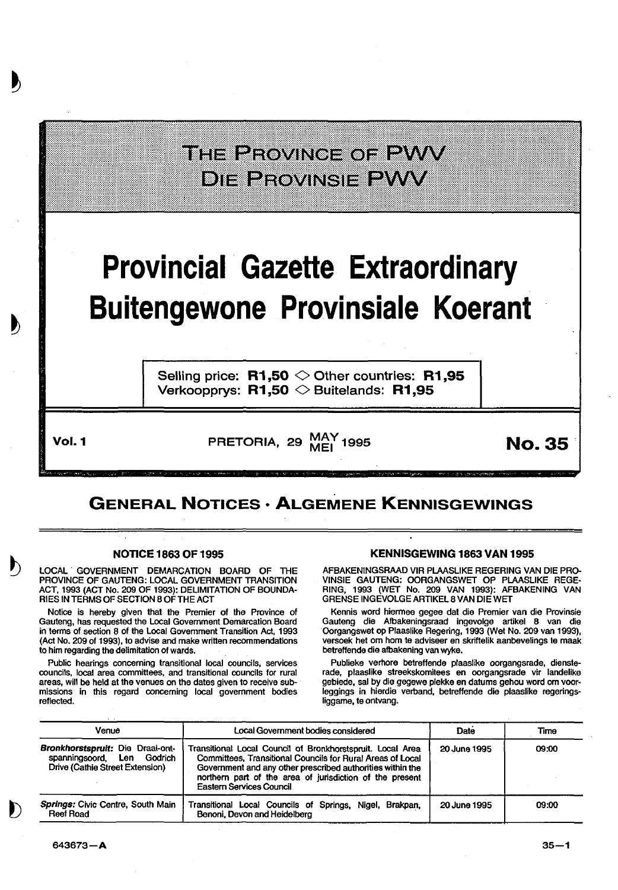# THE PROVINCE OF PWV
# DIE PROVINSIE PWV

# Provincial Gazette Extraordinary
# Buitengewone Provinsiale Koerant

Selling price: **R1,50** ◇ Other countries: **R1,95**
Verkoopprys: **R1,50** ◇ Buitelands: **R1,95**

**Vol. 1** PRETORIA, 29 MAY/MEI 1995 **No. 35**

## GENERAL NOTICES · ALGEMENE KENNISGEWINGS

### NOTICE 1863 OF 1995

LOCAL GOVERNMENT DEMARCATION BOARD OF THE PROVINCE OF GAUTENG: LOCAL GOVERNMENT TRANSITION ACT, 1993 (ACT No. 209 OF 1993): DELIMITATION OF BOUNDARIES IN TERMS OF SECTION 8 OF THE ACT

Notice is hereby given that the Premier of the Province of Gauteng, has requested the Local Government Demarcation Board in terms of section 8 of the Local Government Transition Act, 1993 (Act No. 209 of 1993), to advise and make written recommendations to him regarding the delimitation of wards.

Public hearings concerning transitional local councils, services councils, local area committees, and transitional councils for rural areas, will be held at the venues on the dates given to receive submissions in this regard concerning local government bodies reflected.

### KENNISGEWING 1863 VAN 1995

AFBAKENINGSRAAD VIR PLAASLIKE REGERING VAN DIE PROVINSIE GAUTENG: OORGANGSWET OP PLAASLIKE REGERING, 1993 (WET No. 209 VAN 1993): AFBAKENING VAN GRENSE INGEVOLGE ARTIKEL 8 VAN DIE WET

Kennis word hiermee gegee dat die Premier van die Provinsie Gauteng die Afbakeningsraad ingevolge artikel 8 van die Oorgangswet op Plaaslike Regering, 1993 (Wet No. 209 van 1993), versoek het om hom te adviseer en skriftelik aanbevelings te maak betreffende die afbakening van wyke.

Publieke verhore betreffende plaaslike oorgangsrade, diensterade, plaaslike streekskomitees en oorgangsrade vir landelike gebiede, sal by die gegewe plekke en datums gehou word om voorleggings in hierdie verband, betreffende die plaaslike regeringsliggame, te ontvang.

| Venue | Local Government bodies considered | Date | Time |
|---|---|---|---|
| ***Bronkhorstspruit:*** Die Draai-ontspanningsoord, Len Godrich Drive (Cathie Street Extension) | Transitional Local Council of Bronkhorstspruit. Local Area Committees, Transitional Councils for Rural Areas of Local Government and any other prescribed authorities within the northern part of the area of jurisdiction of the present Eastern Services Council | 20 June 1995 | 09:00 |
| ***Springs:*** Civic Centre, South Main Reef Road | Transitional Local Councils of Springs, Nigel, Brakpan, Benoni, Devon and Heidelberg | 20 June 1995 | 09:00 |

643673—A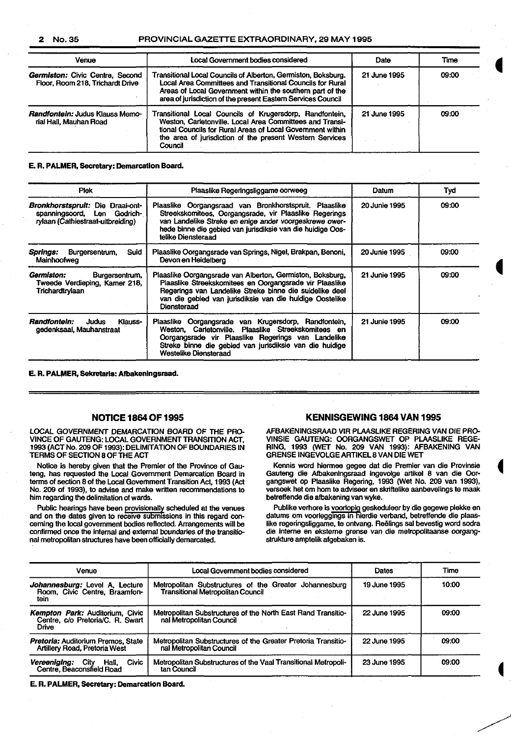| Venue | Local Government bodies considered | Date | Time |
|---|---|---|---|
| ***Germiston:*** Civic Centre, Second Floor, Room 218, Trichardt Drive | Transitional Local Councils of Alberton, Germiston, Boksburg. Local Area Committees and Transitional Councils for Rural Areas of Local Government within the southern part of the area of jurisdiction of the present Eastern Services Council | 21 June 1995 | 09:00 |
| ***Randfontein:*** Judus Klauss Memorial Hall, Mauhan Road | Transitional Local Councils of Krugersdorp, Randfontein, Weston, Carletonville. Local Area Committees and Transitional Councils for Rural Areas of Local Government within the area of jurisdiction of the present Western Services Council | 21 June 1995 | 09:00 |

**E. R. PALMER, Secretary: Demarcation Board.**

| Plek | Plaaslike Regeringsliggame oorweeg | Datum | Tyd |
|---|---|---|---|
| ***Bronkhorstspruit:*** Die Draai-ontspanningsoord, Len Godrichrylaan (Cathiestraat-uitbreiding) | Plaaslike Oorgangsraad van Bronkhorstspruit. Plaaslike Streekskomitees, Oorgangsrade, vir Plaaslike Regerings van Landelike Streke en enige ander voorgeskrewe owerhede binne die gebied van jurisdiksie van die huidige Oostelike Diensteraad | 20 Junie 1995 | 09:00 |
| ***Springs:*** Burgersentrum, Suid Mainhoofweg | Plaaslike Oorgangsrade van Springs, Nigel, Brakpan, Benoni, Devon en Heidelberg | 20 Junie 1995 | 09:00 |
| ***Germiston:*** Burgersentrum, Tweede Verdieping, Kamer 218, Trichardtrylaan | Plaaslike Oorgangsrade van Alberton, Germiston, Boksburg, Plaaslike Streekskomitees en Oorgangsrade vir Plaaslike Regerings van Landelike Streke binne die suidelike deel van die gebied van jurisdiksie van die huidige Oostelike Diensteraad | 21 Junie 1995 | 09:00 |
| ***Randfontein:*** Judus Klaussgedenksaal, Mauhanstraat | Plaaslike Oorgangsrade van Krugersdorp, Randfontein, Weston, Carletonville. Plaaslike Streekskomitees en Oorgangsrade vir Plaaslike Regerings van Landelike Streke binne die gebied van jurisdiksie van die huidige Westelike Diensteraad | 21 Junie 1995 | 09:00 |

**E. R. PALMER, Sekretaris: Afbakeningsraad.**

## NOTICE 1864 OF 1995

LOCAL GOVERNMENT DEMARCATION BOARD OF THE PROVINCE OF GAUTENG: LOCAL GOVERNMENT TRANSITION ACT, 1993 (ACT No. 209 OF 1993): DELIMITATION OF BOUNDARIES IN TERMS OF SECTION 8 OF THE ACT

Notice is hereby given that the Premier of the Province of Gauteng, has requested the Local Government Demarcation Board in terms of section 8 of the Local Government Transition Act, 1993 (Act No. 209 of 1993), to advise and make written recommendations to him regarding the delimitation of wards.

Public hearings have been provisionally scheduled at the venues and on the dates given to receive submissions in this regard concerning the local government bodies reflected. Arrangements will be confirmed once the internal and external boundaries of the transitional metropolitan structures have been officially demarcated.

## KENNISGEWING 1864 VAN 1995

AFBAKENINGSRAAD VIR PLAASLIKE REGERING VAN DIE PROVINSIE GAUTENG: OORGANGSWET OP PLAASLIKE REGERING, 1993 (WET No. 209 VAN 1993): AFBAKENING VAN GRENSE INGEVOLGE ARTIKEL 8 VAN DIE WET

Kennis word hiermee gegee dat die Premier van die Provinsie Gauteng die Afbakeningsraad ingevolge artikel 8 van die Oorgangswet op Plaaslike Regering, 1993 (Wet No. 209 van 1993), versoek het om hom te adviseer en skriftelike aanbevelings te maak betreffende die afbakening van wyke.

Publike verhore is voorlopig geskeduleer by die gegewe plekke en datums om voorleggings in hierdie verband, betreffende die plaaslike regeringsliggame, te ontvang. Reëlings sal bevestig word sodra die interne en eksterne grense van die metropolitaanse oorgangstrukture amptelik afgebaken is.

| Venue | Local Government bodies considered | Dates | Time |
|---|---|---|---|
| ***Johannesburg:*** Level A, Lecture Room, Civic Centre, Braamfontein | Metropolitan Substructures of the Greater Johannesburg Transitional Metropolitan Council | 19 June 1995 | 10:00 |
| ***Kempton Park:*** Auditorium, Civic Centre, c/o Pretoria/C. R. Swart Drive | Metropolitan Substructures of the North East Rand Transitional Metropolitan Council | 22 June 1995 | 09:00 |
| ***Pretoria:*** Auditorium Premos, State Artillery Road, Pretoria West | Metropolitan Substructures of the Greater Pretoria Transitional Metropolitan Council | 22 June 1995 | 09:00 |
| ***Vereeniging:*** City Hall, Civic Centre, Beaconsfield Road | Metropolitan Substructures of the Vaal Transitional Metropolitan Council | 23 June 1995 | 09:00 |

**E. R. PALMER, Secretary: Demarcation Board.**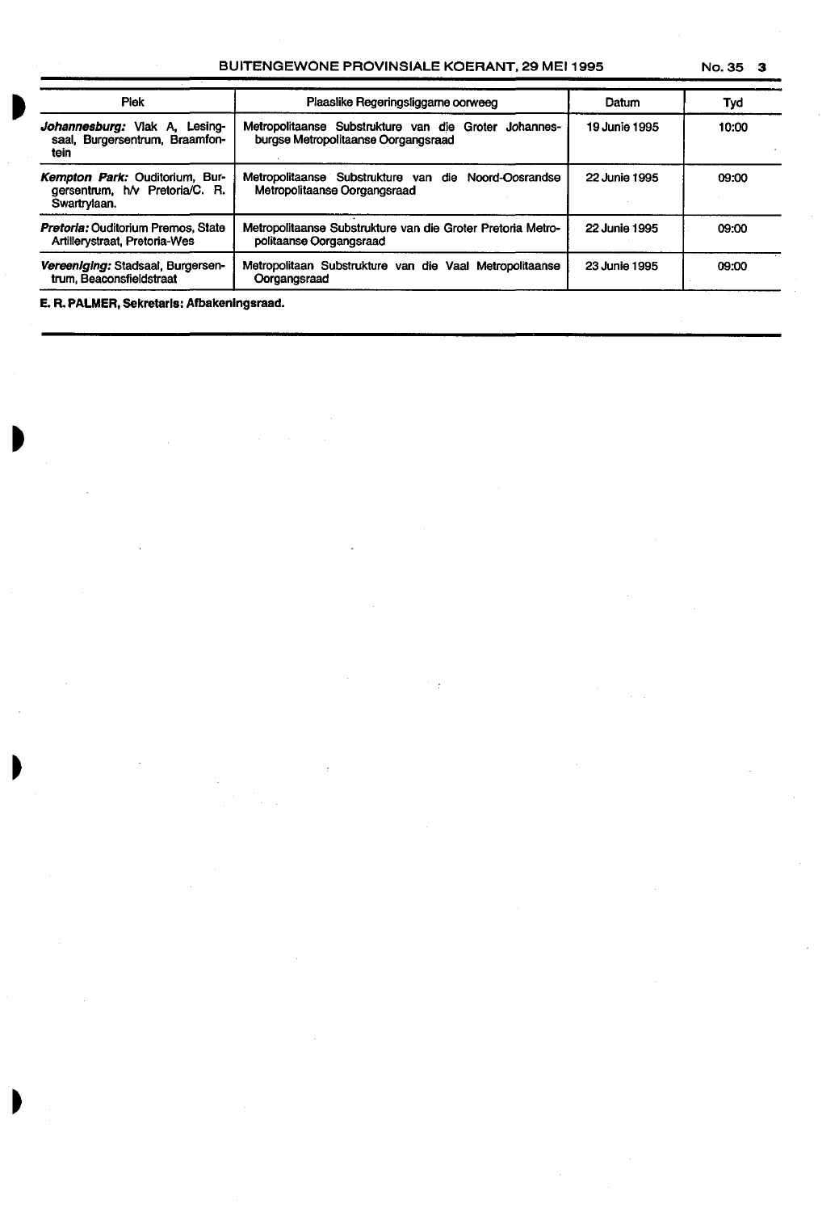| Plek | Plaaslike Regeringsliggame oorweeg | Datum | Tyd |
|---|---|---|---|
| ***Johannesburg:*** Vlak A, Lesingsaal, Burgersentrum, Braamfontein | Metropolitaanse Substrukture van die Groter Johannesburgse Metropolitaanse Oorgangsraad | 19 Junie 1995 | 10:00 |
| ***Kempton Park:*** Ouditorium, Burgersentrum, h/v Pretoria/C. R. Swartrylaan. | Metropolitaanse Substrukture van die Noord-Oosrandse Metropolitaanse Oorgangsraad | 22 Junie 1995 | 09:00 |
| ***Pretoria:*** Ouditorium Premos, State Artillerystraat, Pretoria-Wes | Metropolitaanse Substrukture van die Groter Pretoria Metropolitaanse Oorgangsraad | 22 Junie 1995 | 09:00 |
| ***Vereeniging:*** Stadsaal, Burgersentrum, Beaconsfieldstraat | Metropolitaan Substrukture van die Vaal Metropolitaanse Oorgangsraad | 23 Junie 1995 | 09:00 |

**E. R. PALMER, Sekretaris: Afbakeningsraad.**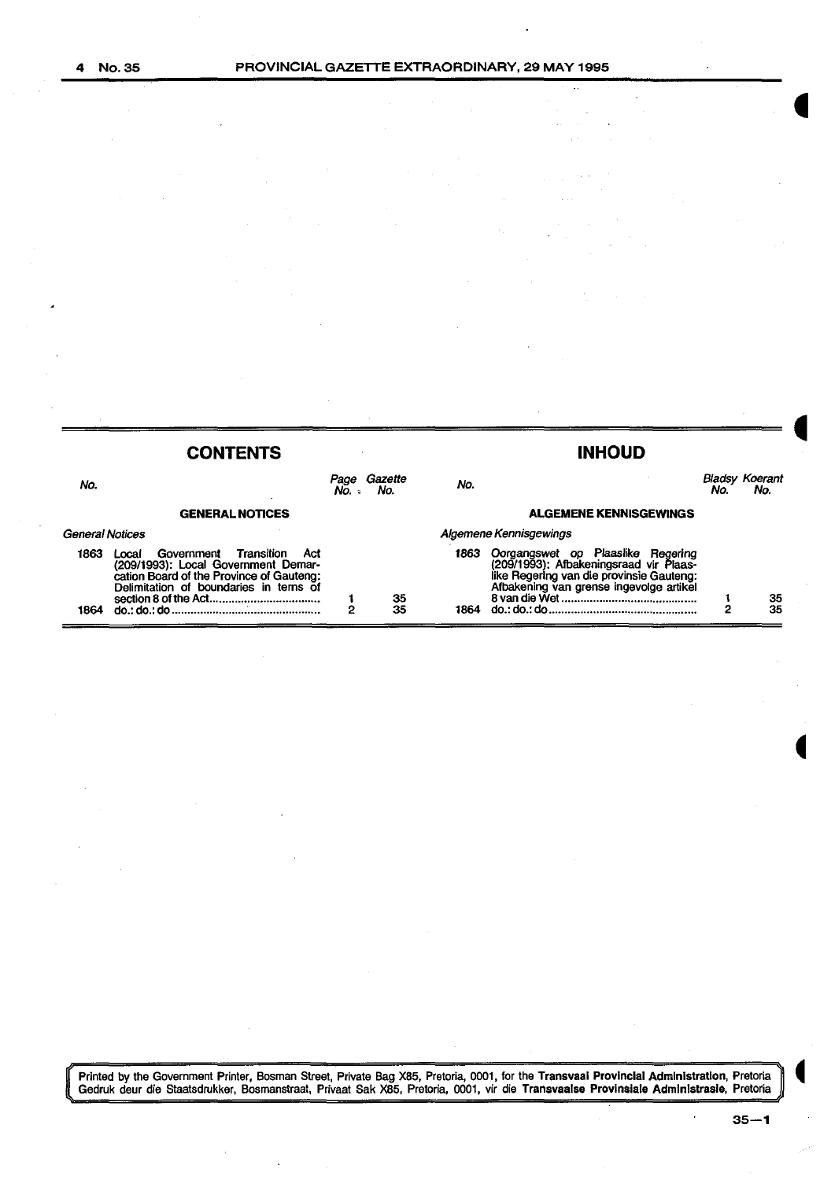## CONTENTS

| No. | | Page No. | Gazette No. |
|---|---|---|---|
| | **GENERAL NOTICES** | | |
| *General Notices* | | | |
| 1863 | Local Government Transition Act (209/1993): Local Government Demarcation Board of the Province of Gauteng: Delimitation of boundaries in terns of section 8 of the Act | 1 | 35 |
| 1864 | do.: do.: do | 2 | 35 |

## INHOUD

| No. | | Bladsy No. | Koerant No. |
|---|---|---|---|
| | **ALGEMENE KENNISGEWINGS** | | |
| *Algemene Kennisgewings* | | | |
| 1863 | Oorgangswet op Plaaslike Regering (209/1993): Afbakeningsraad vir Plaaslike Regering van die provinsie Gauteng: Afbakening van grense ingevolge artikel 8 van die Wet | 1 | 35 |
| 1864 | do.: do.: do | 2 | 35 |

Printed by the Government Printer, Bosman Street, Private Bag X85, Pretoria, 0001, for the **Transvaal Provincial Administration**, Pretoria
Gedruk deur die Staatsdrukker, Bosmanstraat, Privaat Sak X85, Pretoria, 0001, vir die **Transvaalse Provinsiale Administrasie**, Pretoria

35—1